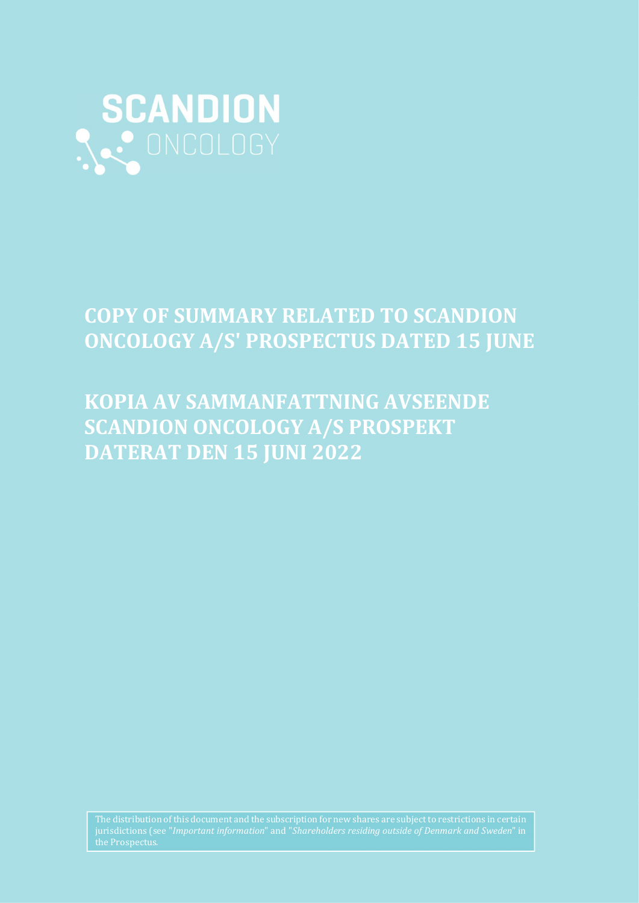SCANDION

ONCOLOGY

# COPY OF SUMMARY RELATED TO SCANDION ONCOLOGY A/S' PROSPECTUS DATED 15 JUNE

# KOPIA AV SAMMANFATTNING AVSEENDE SCANDION ONCOLOGY A/S PROSPEKT DATERAT DEN 15 JUNI 2022

The distribution of this document and the subscription for new shares are subject to restrictions in certain jurisdictions (see "*Important information*" and "*Shareholders residing outside of Denmark and Sweden*" in the Prospectus.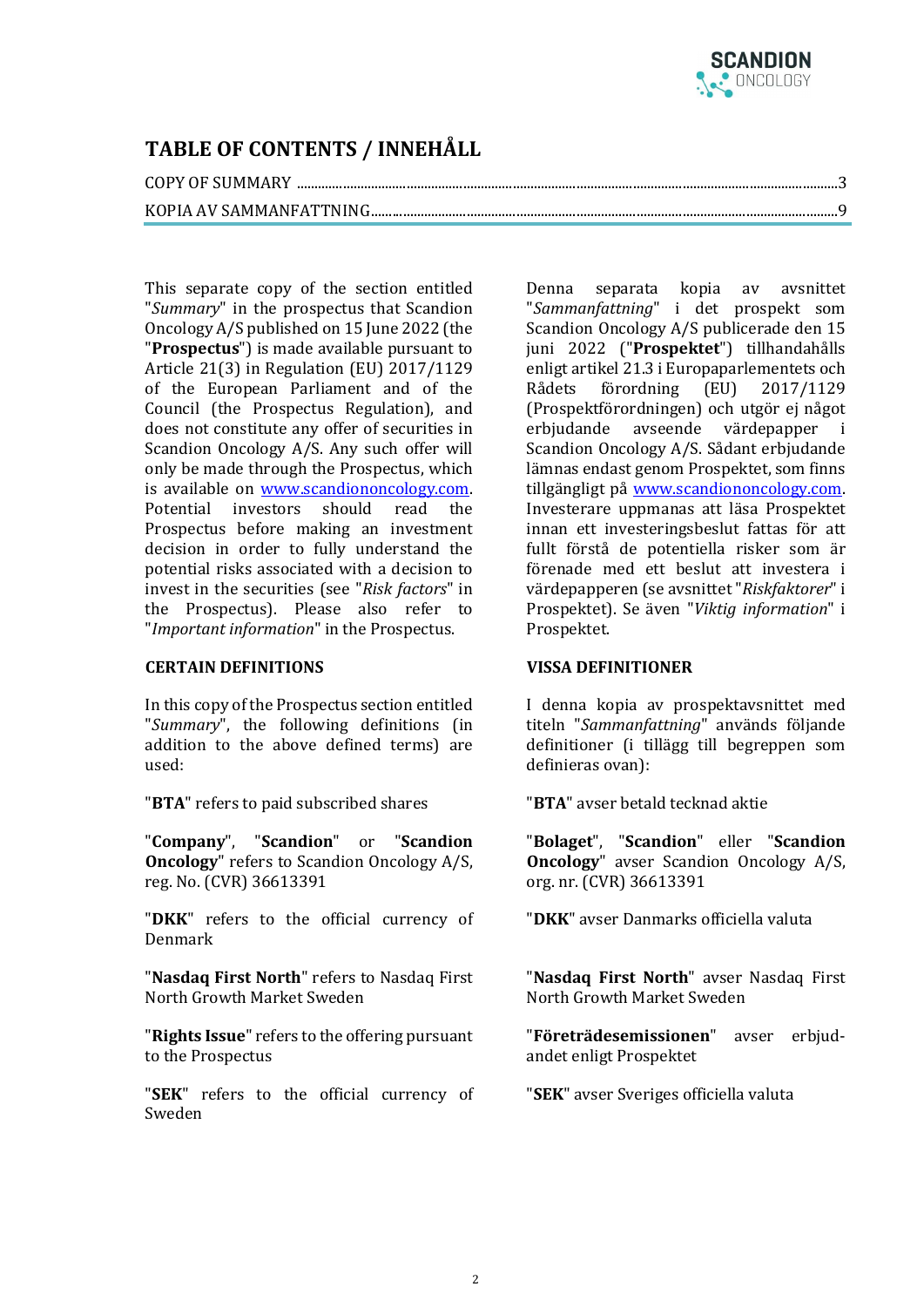# TABLE OF CONTENTS / INNEHÅLL

COPY OF SUMMARY ........................................................................................................................................3

KOPIA AV SAMMANFATTNING.....................................................................................................................9

This separate copy of the section entitled "*Summary*" in the prospectus that Scandion Oncology A/S published on 15 June 2022 (the "**Prospectus**") is made available pursuant to Article 21(3) in Regulation (EU) 2017/1129 of the European Parliament and of the Council (the Prospectus Regulation), and does not constitute any offer of securities in Scandion Oncology A/S. Any such offer will only be made through the Prospectus, which is available on www.scandiononcology.com. Potential investors should read the Prospectus before making an investment decision in order to fully understand the potential risks associated with a decision to invest in the securities (see "*Risk factors*" in the Prospectus). Please also refer to "*Important information*" in the Prospectus.

### CERTAIN DEFINITIONS

In this copy of the Prospectus section entitled "*Summary*", the following definitions (in addition to the above defined terms) are used:

"**BTA**" refers to paid subscribed shares

"**Company**", "**Scandion**" or "**Scandion Oncology**" refers to Scandion Oncology A/S, reg. No. (CVR) 36613391

"**DKK**" refers to the official currency of Denmark

"**Nasdaq First North**" refers to Nasdaq First North Growth Market Sweden

"**Rights Issue**" refers to the offering pursuant to the Prospectus

"**SEK**" refers to the official currency of Sweden

Denna separata kopia av avsnittet "*Sammanfattning*" i det prospekt som Scandion Oncology A/S publicerade den 15 juni 2022 ("**Prospektet**") tillhandahålls enligt artikel 21.3 i Europaparlementets och Rådets förordning (EU) 2017/1129 (Prospektförordningen) och utgör ej något erbjudande avseende värdepapper i Scandion Oncology A/S. Sådant erbjudande lämnas endast genom Prospektet, som finns tillgängligt på www.scandiononcology.com. Investerare uppmanas att läsa Prospektet innan ett investeringsbeslut fattas för att fullt förstå de potentiella risker som är förenade med ett beslut att investera i värdepapperen (se avsnittet "*Riskfaktorer*" i Prospektet). Se även "*Viktig information*" i Prospektet.

### VISSA DEFINITIONER

I denna kopia av prospektavsnittet med titeln "*Sammanfattning*" används följande definitioner (i tillägg till begreppen som definieras ovan):

"**BTA**" avser betald tecknad aktie

"**Bolaget**", "**Scandion**" eller "**Scandion Oncology**" avser Scandion Oncology A/S, org. nr. (CVR) 36613391

"**DKK**" avser Danmarks officiella valuta

"**Nasdaq First North**" avser Nasdaq First North Growth Market Sweden

"**Företrädesemissionen**" avser erbjudandet enligt Prospektet

"**SEK**" avser Sveriges officiella valuta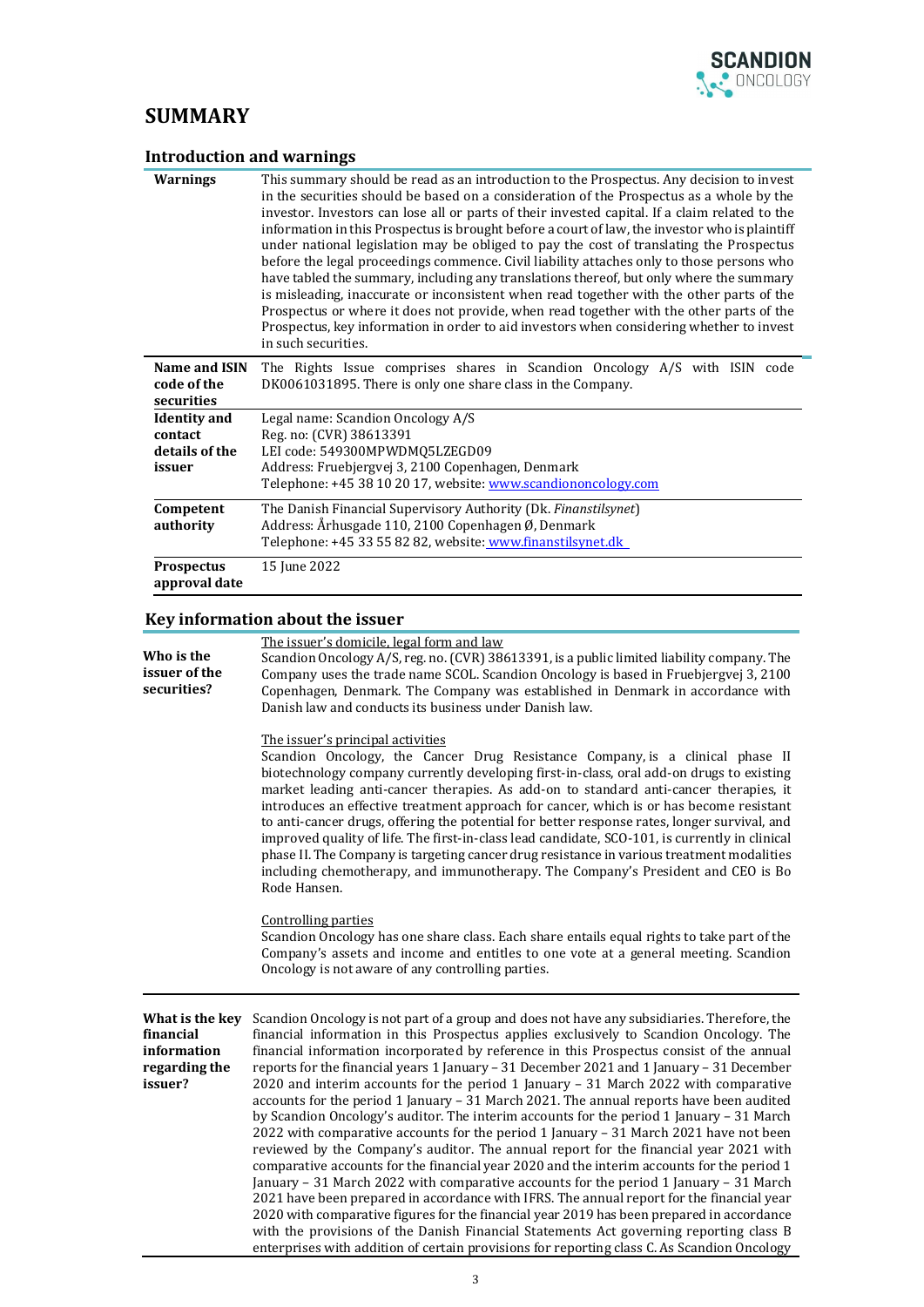# SUMMARY

## Introduction and warnings

| | |
|---|---|
| **Warnings** | This summary should be read as an introduction to the Prospectus. Any decision to invest in the securities should be based on a consideration of the Prospectus as a whole by the investor. Investors can lose all or parts of their invested capital. If a claim related to the information in this Prospectus is brought before a court of law, the investor who is plaintiff under national legislation may be obliged to pay the cost of translating the Prospectus before the legal proceedings commence. Civil liability attaches only to those persons who have tabled the summary, including any translations thereof, but only where the summary is misleading, inaccurate or inconsistent when read together with the other parts of the Prospectus or where it does not provide, when read together with the other parts of the Prospectus, key information in order to aid investors when considering whether to invest in such securities. |
| **Name and ISIN code of the securities** | The Rights Issue comprises shares in Scandion Oncology A/S with ISIN code DK0061031895. There is only one share class in the Company. |
| **Identity and contact details of the issuer** | Legal name: Scandion Oncology A/S<br>Reg. no: (CVR) 38613391<br>LEI code: 549300MPWDMQ5LZEGD09<br>Address: Fruebjergvej 3, 2100 Copenhagen, Denmark<br>Telephone: +45 38 10 20 17, website: www.scandiononcology.com |
| **Competent authority** | The Danish Financial Supervisory Authority (Dk. *Finanstilsynet*)<br>Address: Århusgade 110, 2100 Copenhagen Ø, Denmark<br>Telephone: +45 33 55 82 82, website: www.finanstilsynet.dk |
| **Prospectus approval date** | 15 June 2022 |

## Key information about the issuer

| | |
|---|---|
| **Who is the issuer of the securities?** | The issuer's domicile, legal form and law<br>Scandion Oncology A/S, reg. no. (CVR) 38613391, is a public limited liability company. The Company uses the trade name SCOL. Scandion Oncology is based in Fruebjergvej 3, 2100 Copenhagen, Denmark. The Company was established in Denmark in accordance with Danish law and conducts its business under Danish law.<br><br>The issuer's principal activities<br>Scandion Oncology, the Cancer Drug Resistance Company, is a clinical phase II biotechnology company currently developing first-in-class, oral add-on drugs to existing market leading anti-cancer therapies. As add-on to standard anti-cancer therapies, it introduces an effective treatment approach for cancer, which is or has become resistant to anti-cancer drugs, offering the potential for better response rates, longer survival, and improved quality of life. The first-in-class lead candidate, SCO-101, is currently in clinical phase II. The Company is targeting cancer drug resistance in various treatment modalities including chemotherapy, and immunotherapy. The Company's President and CEO is Bo Rode Hansen.<br><br>Controlling parties<br>Scandion Oncology has one share class. Each share entails equal rights to take part of the Company's assets and income and entitles to one vote at a general meeting. Scandion Oncology is not aware of any controlling parties. |
| **What is the key financial information regarding the issuer?** | Scandion Oncology is not part of a group and does not have any subsidiaries. Therefore, the financial information in this Prospectus applies exclusively to Scandion Oncology. The financial information incorporated by reference in this Prospectus consist of the annual reports for the financial years 1 January – 31 December 2021 and 1 January – 31 December 2020 and interim accounts for the period 1 January – 31 March 2022 with comparative accounts for the period 1 January – 31 March 2021. The annual reports have been audited by Scandion Oncology's auditor. The interim accounts for the period 1 January – 31 March 2022 with comparative accounts for the period 1 January – 31 March 2021 have not been reviewed by the Company's auditor. The annual report for the financial year 2021 with comparative accounts for the financial year 2020 and the interim accounts for the period 1 January – 31 March 2022 with comparative accounts for the period 1 January – 31 March 2021 have been prepared in accordance with IFRS. The annual report for the financial year 2020 with comparative figures for the financial year 2019 has been prepared in accordance with the provisions of the Danish Financial Statements Act governing reporting class B enterprises with addition of certain provisions for reporting class C. As Scandion Oncology |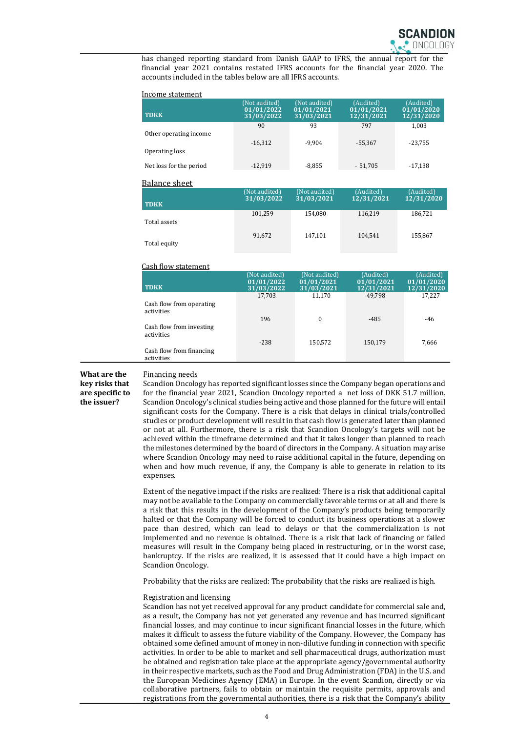has changed reporting standard from Danish GAAP to IFRS, the annual report for the financial year 2021 contains restated IFRS accounts for the financial year 2020. The accounts included in the tables below are all IFRS accounts.

Income statement

| TDKK | (Not audited) 01/01/2022 31/03/2022 | (Not audited) 01/01/2021 31/03/2021 | (Audited) 01/01/2021 12/31/2021 | (Audited) 01/01/2020 12/31/2020 |
|---|---|---|---|---|
| Other operating income | 90 | 93 | 797 | 1,003 |
| Operating loss | -16,312 | -9,904 | -55,367 | -23,755 |
| Net loss for the period | -12,919 | -8,855 | - 51,705 | -17,138 |

Balance sheet

| TDKK | (Not audited) 31/03/2022 | (Not audited) 31/03/2021 | (Audited) 12/31/2021 | (Audited) 12/31/2020 |
|---|---|---|---|---|
| Total assets | 101,259 | 154,080 | 116,219 | 186,721 |
| Total equity | 91,672 | 147,101 | 104,541 | 155,867 |

Cash flow statement

| TDKK | (Not audited) 01/01/2022 31/03/2022 | (Not audited) 01/01/2021 31/03/2021 | (Audited) 01/01/2021 12/31/2021 | (Audited) 01/01/2020 12/31/2020 |
|---|---|---|---|---|
| Cash flow from operating activities | -17,703 | -11,170 | -49,798 | -17,227 |
| Cash flow from investing activities | 196 | 0 | -485 | -46 |
| Cash flow from financing activities | -238 | 150,572 | 150,179 | 7,666 |

**What are the key risks that are specific to the issuer?**

Financing needs

Scandion Oncology has reported significant losses since the Company began operations and for the financial year 2021, Scandion Oncology reported a net loss of DKK 51.7 million. Scandion Oncology's clinical studies being active and those planned for the future will entail significant costs for the Company. There is a risk that delays in clinical trials/controlled studies or product development will result in that cash flow is generated later than planned or not at all. Furthermore, there is a risk that Scandion Oncology's targets will not be achieved within the timeframe determined and that it takes longer than planned to reach the milestones determined by the board of directors in the Company. A situation may arise where Scandion Oncology may need to raise additional capital in the future, depending on when and how much revenue, if any, the Company is able to generate in relation to its expenses.

Extent of the negative impact if the risks are realized: There is a risk that additional capital may not be available to the Company on commercially favorable terms or at all and there is a risk that this results in the development of the Company's products being temporarily halted or that the Company will be forced to conduct its business operations at a slower pace than desired, which can lead to delays or that the commercialization is not implemented and no revenue is obtained. There is a risk that lack of financing or failed measures will result in the Company being placed in restructuring, or in the worst case, bankruptcy. If the risks are realized, it is assessed that it could have a high impact on Scandion Oncology.

Probability that the risks are realized: The probability that the risks are realized is high.

Registration and licensing

Scandion has not yet received approval for any product candidate for commercial sale and, as a result, the Company has not yet generated any revenue and has incurred significant financial losses, and may continue to incur significant financial losses in the future, which makes it difficult to assess the future viability of the Company. However, the Company has obtained some defined amount of money in non-dilutive funding in connection with specific activities. In order to be able to market and sell pharmaceutical drugs, authorization must be obtained and registration take place at the appropriate agency/governmental authority in their respective markets, such as the Food and Drug Administration (FDA) in the U.S. and the European Medicines Agency (EMA) in Europe. In the event Scandion, directly or via collaborative partners, fails to obtain or maintain the requisite permits, approvals and registrations from the governmental authorities, there is a risk that the Company's ability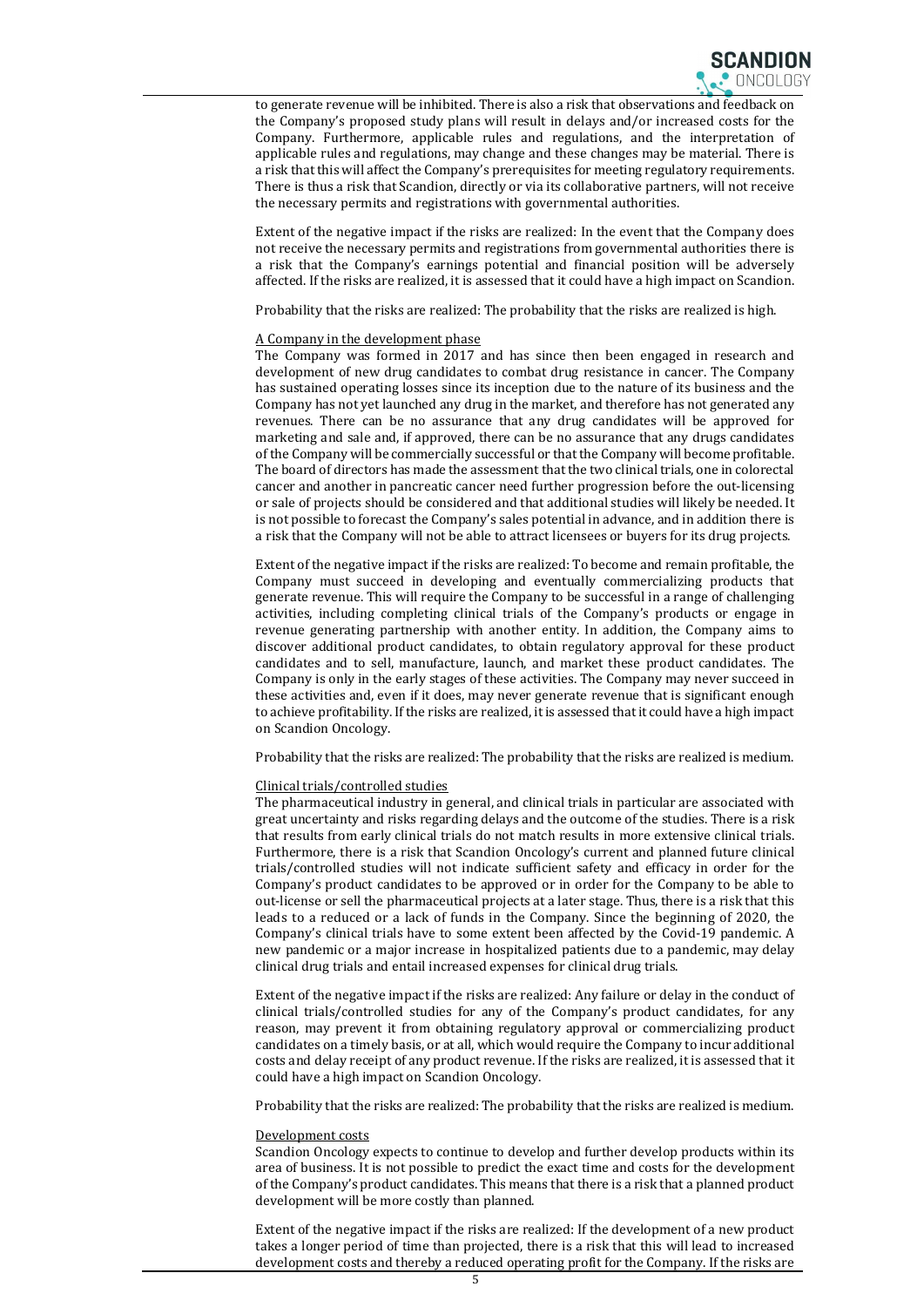to generate revenue will be inhibited. There is also a risk that observations and feedback on the Company's proposed study plans will result in delays and/or increased costs for the Company. Furthermore, applicable rules and regulations, and the interpretation of applicable rules and regulations, may change and these changes may be material. There is a risk that this will affect the Company's prerequisites for meeting regulatory requirements. There is thus a risk that Scandion, directly or via its collaborative partners, will not receive the necessary permits and registrations with governmental authorities.

Extent of the negative impact if the risks are realized: In the event that the Company does not receive the necessary permits and registrations from governmental authorities there is a risk that the Company's earnings potential and financial position will be adversely affected. If the risks are realized, it is assessed that it could have a high impact on Scandion.

Probability that the risks are realized: The probability that the risks are realized is high.

<u>A Company in the development phase</u>

The Company was formed in 2017 and has since then been engaged in research and development of new drug candidates to combat drug resistance in cancer. The Company has sustained operating losses since its inception due to the nature of its business and the Company has not yet launched any drug in the market, and therefore has not generated any revenues. There can be no assurance that any drug candidates will be approved for marketing and sale and, if approved, there can be no assurance that any drugs candidates of the Company will be commercially successful or that the Company will become profitable. The board of directors has made the assessment that the two clinical trials, one in colorectal cancer and another in pancreatic cancer need further progression before the out-licensing or sale of projects should be considered and that additional studies will likely be needed. It is not possible to forecast the Company's sales potential in advance, and in addition there is a risk that the Company will not be able to attract licensees or buyers for its drug projects.

Extent of the negative impact if the risks are realized: To become and remain profitable, the Company must succeed in developing and eventually commercializing products that generate revenue. This will require the Company to be successful in a range of challenging activities, including completing clinical trials of the Company's products or engage in revenue generating partnership with another entity. In addition, the Company aims to discover additional product candidates, to obtain regulatory approval for these product candidates and to sell, manufacture, launch, and market these product candidates. The Company is only in the early stages of these activities. The Company may never succeed in these activities and, even if it does, may never generate revenue that is significant enough to achieve profitability. If the risks are realized, it is assessed that it could have a high impact on Scandion Oncology.

Probability that the risks are realized: The probability that the risks are realized is medium.

<u>Clinical trials/controlled studies</u>

The pharmaceutical industry in general, and clinical trials in particular are associated with great uncertainty and risks regarding delays and the outcome of the studies. There is a risk that results from early clinical trials do not match results in more extensive clinical trials. Furthermore, there is a risk that Scandion Oncology's current and planned future clinical trials/controlled studies will not indicate sufficient safety and efficacy in order for the Company's product candidates to be approved or in order for the Company to be able to out-license or sell the pharmaceutical projects at a later stage. Thus, there is a risk that this leads to a reduced or a lack of funds in the Company. Since the beginning of 2020, the Company's clinical trials have to some extent been affected by the Covid-19 pandemic. A new pandemic or a major increase in hospitalized patients due to a pandemic, may delay clinical drug trials and entail increased expenses for clinical drug trials.

Extent of the negative impact if the risks are realized: Any failure or delay in the conduct of clinical trials/controlled studies for any of the Company's product candidates, for any reason, may prevent it from obtaining regulatory approval or commercializing product candidates on a timely basis, or at all, which would require the Company to incur additional costs and delay receipt of any product revenue. If the risks are realized, it is assessed that it could have a high impact on Scandion Oncology.

Probability that the risks are realized: The probability that the risks are realized is medium.

<u>Development costs</u>

Scandion Oncology expects to continue to develop and further develop products within its area of business. It is not possible to predict the exact time and costs for the development of the Company's product candidates. This means that there is a risk that a planned product development will be more costly than planned.

Extent of the negative impact if the risks are realized: If the development of a new product takes a longer period of time than projected, there is a risk that this will lead to increased development costs and thereby a reduced operating profit for the Company. If the risks are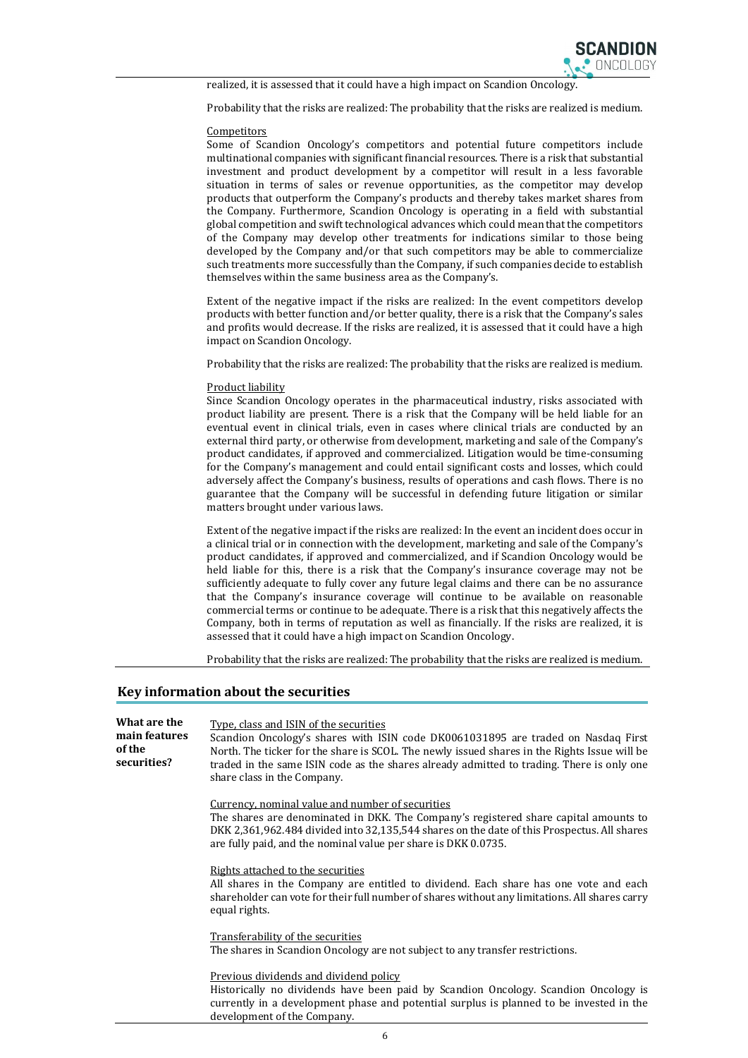realized, it is assessed that it could have a high impact on Scandion Oncology.

Probability that the risks are realized: The probability that the risks are realized is medium.

Competitors

Some of Scandion Oncology's competitors and potential future competitors include multinational companies with significant financial resources. There is a risk that substantial investment and product development by a competitor will result in a less favorable situation in terms of sales or revenue opportunities, as the competitor may develop products that outperform the Company's products and thereby takes market shares from the Company. Furthermore, Scandion Oncology is operating in a field with substantial global competition and swift technological advances which could mean that the competitors of the Company may develop other treatments for indications similar to those being developed by the Company and/or that such competitors may be able to commercialize such treatments more successfully than the Company, if such companies decide to establish themselves within the same business area as the Company's.

Extent of the negative impact if the risks are realized: In the event competitors develop products with better function and/or better quality, there is a risk that the Company's sales and profits would decrease. If the risks are realized, it is assessed that it could have a high impact on Scandion Oncology.

Probability that the risks are realized: The probability that the risks are realized is medium.

Product liability

Since Scandion Oncology operates in the pharmaceutical industry, risks associated with product liability are present. There is a risk that the Company will be held liable for an eventual event in clinical trials, even in cases where clinical trials are conducted by an external third party, or otherwise from development, marketing and sale of the Company's product candidates, if approved and commercialized. Litigation would be time-consuming for the Company's management and could entail significant costs and losses, which could adversely affect the Company's business, results of operations and cash flows. There is no guarantee that the Company will be successful in defending future litigation or similar matters brought under various laws.

Extent of the negative impact if the risks are realized: In the event an incident does occur in a clinical trial or in connection with the development, marketing and sale of the Company's product candidates, if approved and commercialized, and if Scandion Oncology would be held liable for this, there is a risk that the Company's insurance coverage may not be sufficiently adequate to fully cover any future legal claims and there can be no assurance that the Company's insurance coverage will continue to be available on reasonable commercial terms or continue to be adequate. There is a risk that this negatively affects the Company, both in terms of reputation as well as financially. If the risks are realized, it is assessed that it could have a high impact on Scandion Oncology.

Probability that the risks are realized: The probability that the risks are realized is medium.

## Key information about the securities

**What are the main features of the securities?**

Type, class and ISIN of the securities

Scandion Oncology's shares with ISIN code DK0061031895 are traded on Nasdaq First North. The ticker for the share is SCOL. The newly issued shares in the Rights Issue will be traded in the same ISIN code as the shares already admitted to trading. There is only one share class in the Company.

Currency, nominal value and number of securities

The shares are denominated in DKK. The Company's registered share capital amounts to DKK 2,361,962.484 divided into 32,135,544 shares on the date of this Prospectus. All shares are fully paid, and the nominal value per share is DKK 0.0735.

Rights attached to the securities

All shares in the Company are entitled to dividend. Each share has one vote and each shareholder can vote for their full number of shares without any limitations. All shares carry equal rights.

Transferability of the securities

The shares in Scandion Oncology are not subject to any transfer restrictions.

Previous dividends and dividend policy

Historically no dividends have been paid by Scandion Oncology. Scandion Oncology is currently in a development phase and potential surplus is planned to be invested in the development of the Company.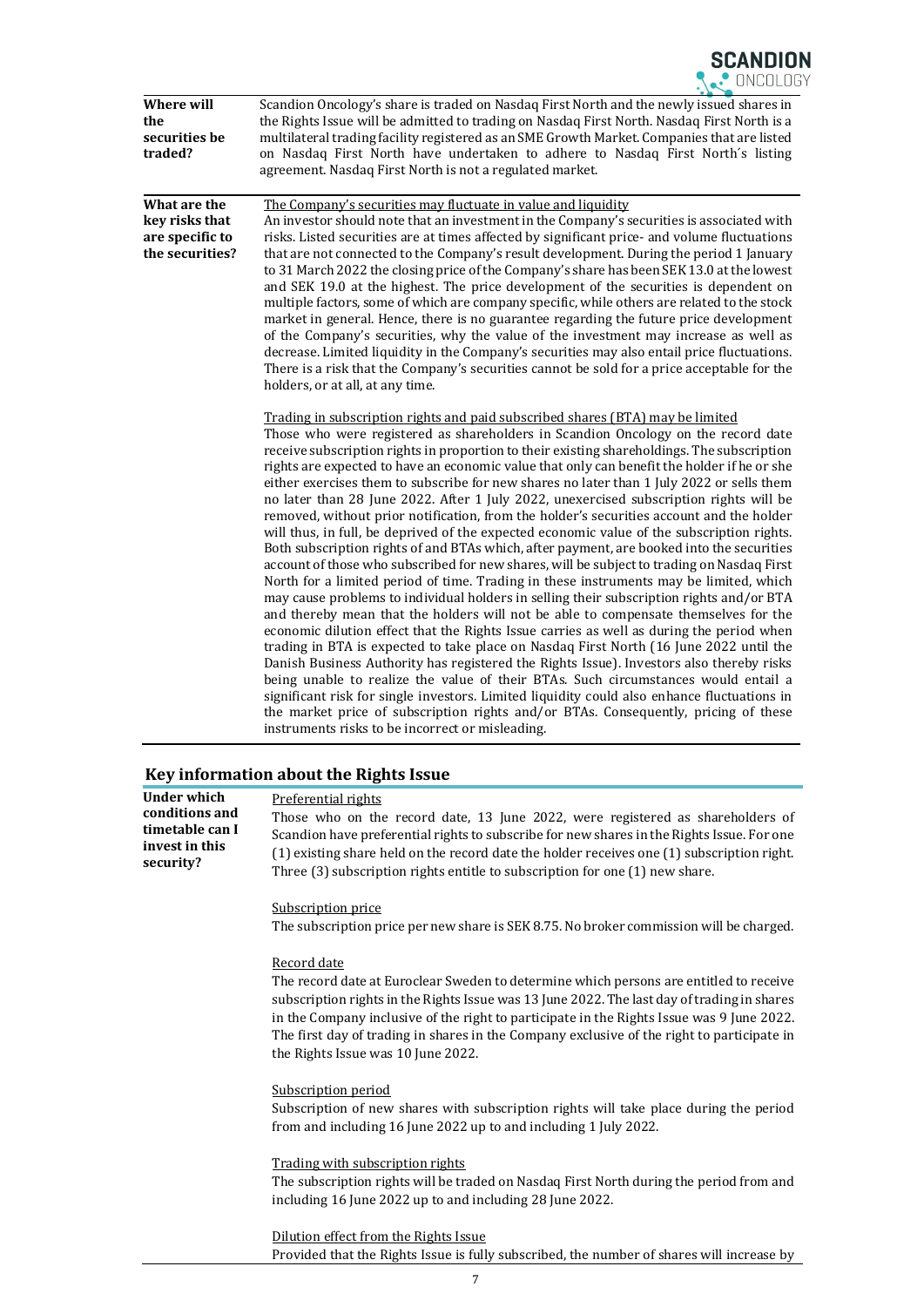| | |
|---|---|
| **Where will the securities be traded?** | Scandion Oncology's share is traded on Nasdaq First North and the newly issued shares in the Rights Issue will be admitted to trading on Nasdaq First North. Nasdaq First North is a multilateral trading facility registered as an SME Growth Market. Companies that are listed on Nasdaq First North have undertaken to adhere to Nasdaq First North´s listing agreement. Nasdaq First North is not a regulated market. |
| **What are the key risks that are specific to the securities?** | The Company's securities may fluctuate in value and liquidity<br>An investor should note that an investment in the Company's securities is associated with risks. Listed securities are at times affected by significant price- and volume fluctuations that are not connected to the Company's result development. During the period 1 January to 31 March 2022 the closing price of the Company's share has been SEK 13.0 at the lowest and SEK 19.0 at the highest. The price development of the securities is dependent on multiple factors, some of which are company specific, while others are related to the stock market in general. Hence, there is no guarantee regarding the future price development of the Company's securities, why the value of the investment may increase as well as decrease. Limited liquidity in the Company's securities may also entail price fluctuations. There is a risk that the Company's securities cannot be sold for a price acceptable for the holders, or at all, at any time.<br><br>Trading in subscription rights and paid subscribed shares (BTA) may be limited<br>Those who were registered as shareholders in Scandion Oncology on the record date receive subscription rights in proportion to their existing shareholdings. The subscription rights are expected to have an economic value that only can benefit the holder if he or she either exercises them to subscribe for new shares no later than 1 July 2022 or sells them no later than 28 June 2022. After 1 July 2022, unexercised subscription rights will be removed, without prior notification, from the holder's securities account and the holder will thus, in full, be deprived of the expected economic value of the subscription rights. Both subscription rights of and BTAs which, after payment, are booked into the securities account of those who subscribed for new shares, will be subject to trading on Nasdaq First North for a limited period of time. Trading in these instruments may be limited, which may cause problems to individual holders in selling their subscription rights and/or BTA and thereby mean that the holders will not be able to compensate themselves for the economic dilution effect that the Rights Issue carries as well as during the period when trading in BTA is expected to take place on Nasdaq First North (16 June 2022 until the Danish Business Authority has registered the Rights Issue). Investors also thereby risks being unable to realize the value of their BTAs. Such circumstances would entail a significant risk for single investors. Limited liquidity could also enhance fluctuations in the market price of subscription rights and/or BTAs. Consequently, pricing of these instruments risks to be incorrect or misleading. |

## Key information about the Rights Issue

| | |
|---|---|
| **Under which conditions and timetable can I invest in this security?** | Preferential rights<br>Those who on the record date, 13 June 2022, were registered as shareholders of Scandion have preferential rights to subscribe for new shares in the Rights Issue. For one (1) existing share held on the record date the holder receives one (1) subscription right. Three (3) subscription rights entitle to subscription for one (1) new share.<br><br>Subscription price<br>The subscription price per new share is SEK 8.75. No broker commission will be charged.<br><br>Record date<br>The record date at Euroclear Sweden to determine which persons are entitled to receive subscription rights in the Rights Issue was 13 June 2022. The last day of trading in shares in the Company inclusive of the right to participate in the Rights Issue was 9 June 2022. The first day of trading in shares in the Company exclusive of the right to participate in the Rights Issue was 10 June 2022.<br><br>Subscription period<br>Subscription of new shares with subscription rights will take place during the period from and including 16 June 2022 up to and including 1 July 2022.<br><br>Trading with subscription rights<br>The subscription rights will be traded on Nasdaq First North during the period from and including 16 June 2022 up to and including 28 June 2022.<br><br>Dilution effect from the Rights Issue<br>Provided that the Rights Issue is fully subscribed, the number of shares will increase by |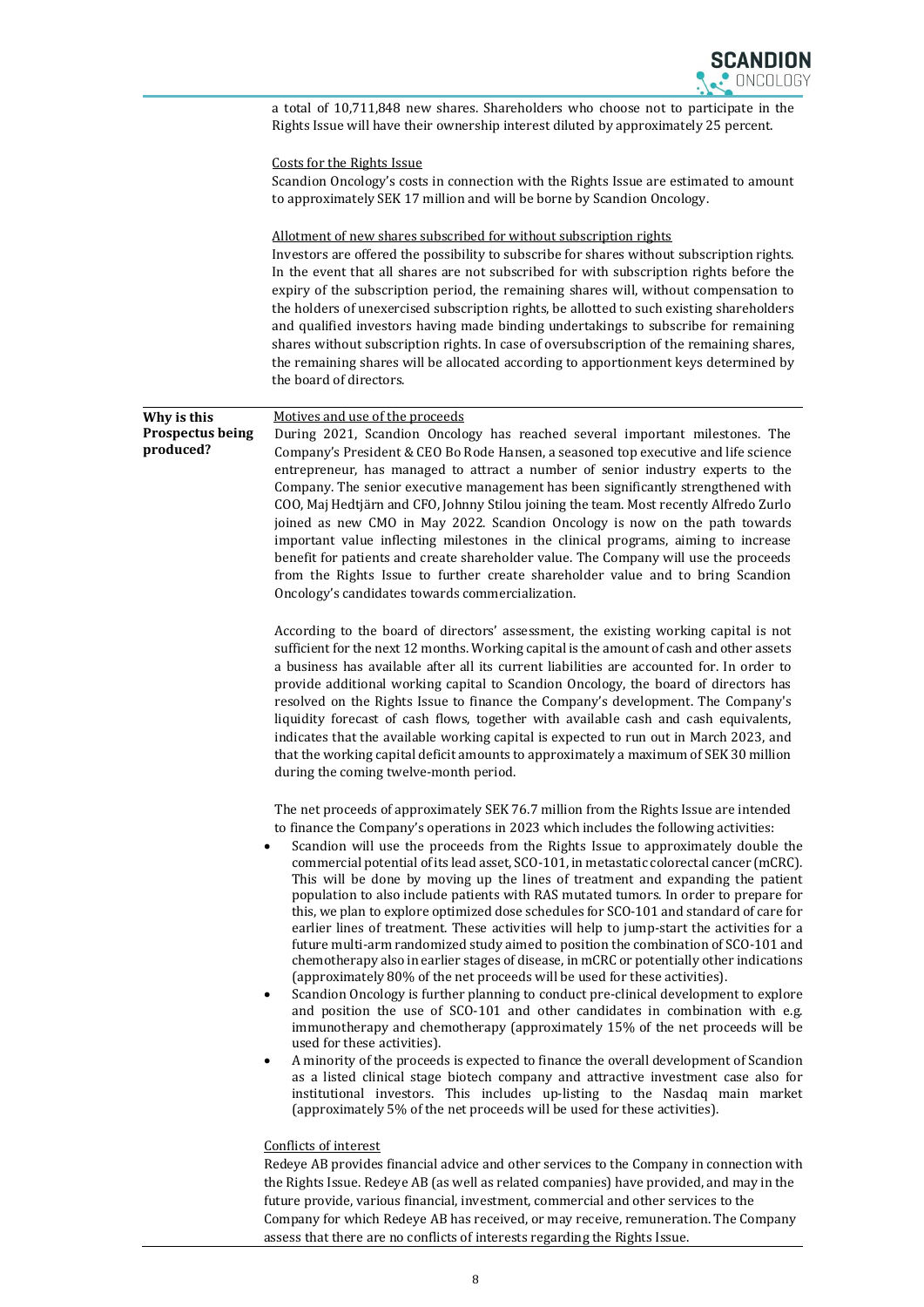a total of 10,711,848 new shares. Shareholders who choose not to participate in the Rights Issue will have their ownership interest diluted by approximately 25 percent.

Costs for the Rights Issue

Scandion Oncology's costs in connection with the Rights Issue are estimated to amount to approximately SEK 17 million and will be borne by Scandion Oncology.

Allotment of new shares subscribed for without subscription rights

Investors are offered the possibility to subscribe for shares without subscription rights. In the event that all shares are not subscribed for with subscription rights before the expiry of the subscription period, the remaining shares will, without compensation to the holders of unexercised subscription rights, be allotted to such existing shareholders and qualified investors having made binding undertakings to subscribe for remaining shares without subscription rights. In case of oversubscription of the remaining shares, the remaining shares will be allocated according to apportionment keys determined by the board of directors.

**Why is this Prospectus being produced?**

Motives and use of the proceeds

During 2021, Scandion Oncology has reached several important milestones. The Company's President & CEO Bo Rode Hansen, a seasoned top executive and life science entrepreneur, has managed to attract a number of senior industry experts to the Company. The senior executive management has been significantly strengthened with COO, Maj Hedtjärn and CFO, Johnny Stilou joining the team. Most recently Alfredo Zurlo joined as new CMO in May 2022. Scandion Oncology is now on the path towards important value inflecting milestones in the clinical programs, aiming to increase benefit for patients and create shareholder value. The Company will use the proceeds from the Rights Issue to further create shareholder value and to bring Scandion Oncology's candidates towards commercialization.

According to the board of directors' assessment, the existing working capital is not sufficient for the next 12 months. Working capital is the amount of cash and other assets a business has available after all its current liabilities are accounted for. In order to provide additional working capital to Scandion Oncology, the board of directors has resolved on the Rights Issue to finance the Company's development. The Company's liquidity forecast of cash flows, together with available cash and cash equivalents, indicates that the available working capital is expected to run out in March 2023, and that the working capital deficit amounts to approximately a maximum of SEK 30 million during the coming twelve-month period.

The net proceeds of approximately SEK 76.7 million from the Rights Issue are intended to finance the Company's operations in 2023 which includes the following activities:

- Scandion will use the proceeds from the Rights Issue to approximately double the commercial potential of its lead asset, SCO-101, in metastatic colorectal cancer (mCRC). This will be done by moving up the lines of treatment and expanding the patient population to also include patients with RAS mutated tumors. In order to prepare for this, we plan to explore optimized dose schedules for SCO-101 and standard of care for earlier lines of treatment. These activities will help to jump-start the activities for a future multi-arm randomized study aimed to position the combination of SCO-101 and chemotherapy also in earlier stages of disease, in mCRC or potentially other indications (approximately 80% of the net proceeds will be used for these activities).
- Scandion Oncology is further planning to conduct pre-clinical development to explore and position the use of SCO-101 and other candidates in combination with e.g. immunotherapy and chemotherapy (approximately 15% of the net proceeds will be used for these activities).
- A minority of the proceeds is expected to finance the overall development of Scandion as a listed clinical stage biotech company and attractive investment case also for institutional investors. This includes up-listing to the Nasdaq main market (approximately 5% of the net proceeds will be used for these activities).

Conflicts of interest

Redeye AB provides financial advice and other services to the Company in connection with the Rights Issue. Redeye AB (as well as related companies) have provided, and may in the future provide, various financial, investment, commercial and other services to the Company for which Redeye AB has received, or may receive, remuneration. The Company assess that there are no conflicts of interests regarding the Rights Issue.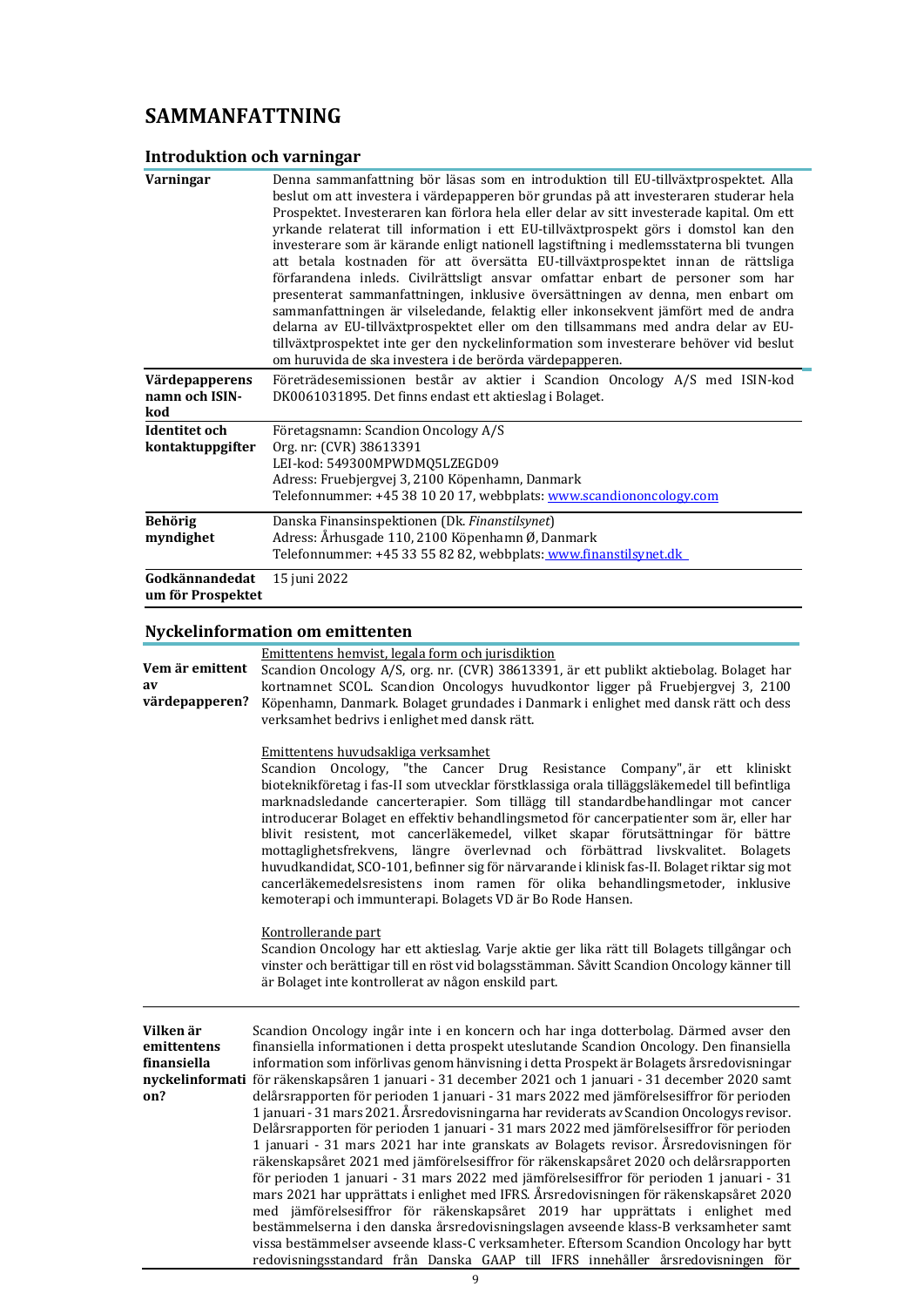# SAMMANFATTNING

## Introduktion och varningar

| | |
|---|---|
| **Varningar** | Denna sammanfattning bör läsas som en introduktion till EU-tillväxtprospektet. Alla beslut om att investera i värdepapperen bör grundas på att investeraren studerar hela Prospektet. Investeraren kan förlora hela eller delar av sitt investerade kapital. Om ett yrkande relaterat till information i ett EU-tillväxtprospekt görs i domstol kan den investerare som är kärande enligt nationell lagstiftning i medlemsstaterna bli tvungen att betala kostnaden för att översätta EU-tillväxtprospektet innan de rättsliga förfarandena inleds. Civilrättsligt ansvar omfattar enbart de personer som har presenterat sammanfattningen, inklusive översättningen av denna, men enbart om sammanfattningen är vilseledande, felaktig eller inkonsekvent jämfört med de andra delarna av EU-tillväxtprospektet eller om den tillsammans med andra delar av EU-tillväxtprospektet inte ger den nyckelinformation som investerare behöver vid beslut om huruvida de ska investera i de berörda värdepapperen. |
| **Värdepapperens namn och ISIN-kod** | Företrädesemissionen består av aktier i Scandion Oncology A/S med ISIN-kod DK0061031895. Det finns endast ett aktieslag i Bolaget. |
| **Identitet och kontaktuppgifter** | Företagsnamn: Scandion Oncology A/S<br>Org. nr: (CVR) 38613391<br>LEI-kod: 549300MPWDMQ5LZEGD09<br>Adress: Fruebjergvej 3, 2100 Köpenhamn, Danmark<br>Telefonnummer: +45 38 10 20 17, webbplats: www.scandiononcology.com |
| **Behörig myndighet** | Danska Finansinspektionen (Dk. *Finanstilsynet*)<br>Adress: Århusgade 110, 2100 Köpenhamn Ø, Danmark<br>Telefonnummer: +45 33 55 82 82, webbplats: www.finanstilsynet.dk |
| **Godkännandedatum för Prospektet** | 15 juni 2022 |

## Nyckelinformation om emittenten

| | |
|---|---|
| **Vem är emittent av värdepapperen?** | Emittentens hemvist, legala form och jurisdiktion<br>Scandion Oncology A/S, org. nr. (CVR) 38613391, är ett publikt aktiebolag. Bolaget har kortnamnet SCOL. Scandion Oncologys huvudkontor ligger på Fruebjergvej 3, 2100 Köpenhamn, Danmark. Bolaget grundades i Danmark i enlighet med dansk rätt och dess verksamhet bedrivs i enlighet med dansk rätt.<br><br>Emittentens huvudsakliga verksamhet<br>Scandion Oncology, "the Cancer Drug Resistance Company", är ett kliniskt bioteknikföretag i fas-II som utvecklar förstklassiga orala tilläggsläkemedel till befintliga marknadsledande cancerterapier. Som tillägg till standardbehandlingar mot cancer introducerar Bolaget en effektiv behandlingsmetod för cancerpatienter som är, eller har blivit resistent, mot cancerläkemedel, vilket skapar förutsättningar för bättre mottaglighetsfrekvens, längre överlevnad och förbättrad livskvalitet. Bolagets huvudkandidat, SCO-101, befinner sig för närvarande i klinisk fas-II. Bolaget riktar sig mot cancerläkemedelsresistens inom ramen för olika behandlingsmetoder, inklusive kemoterapi och immunterapi. Bolagets VD är Bo Rode Hansen.<br><br>Kontrollerande part<br>Scandion Oncology har ett aktieslag. Varje aktie ger lika rätt till Bolagets tillgångar och vinster och berättigar till en röst vid bolagsstämman. Såvitt Scandion Oncology känner till är Bolaget inte kontrollerat av någon enskild part. |
| **Vilken är emittentens finansiella nyckelinformation?** | Scandion Oncology ingår inte i en koncern och har inga dotterbolag. Därmed avser den finansiella informationen i detta prospekt uteslutande Scandion Oncology. Den finansiella information som införlivas genom hänvisning i detta Prospekt är Bolagets årsredovisningar för räkenskapsåren 1 januari - 31 december 2021 och 1 januari - 31 december 2020 samt delårsrapporten för perioden 1 januari - 31 mars 2022 med jämförelsesiffror för perioden 1 januari - 31 mars 2021. Årsredovisningarna har reviderats av Scandion Oncologys revisor. Delårsrapporten för perioden 1 januari - 31 mars 2022 med jämförelsesiffror för perioden 1 januari - 31 mars 2021 har inte granskats av Bolagets revisor. Årsredovisningen för räkenskapsåret 2021 med jämförelsesiffror för räkenskapsåret 2020 och delårsrapporten för perioden 1 januari - 31 mars 2022 med jämförelsesiffror för perioden 1 januari - 31 mars 2021 har upprättats i enlighet med IFRS. Årsredovisningen för räkenskapsåret 2020 med jämförelsesiffror för räkenskapsåret 2019 har upprättats i enlighet med bestämmelserna i den danska årsredovisningslagen avseende klass-B verksamheter samt vissa bestämmelser avseende klass-C verksamheter. Eftersom Scandion Oncology har bytt redovisningsstandard från Danska GAAP till IFRS innehåller årsredovisningen för |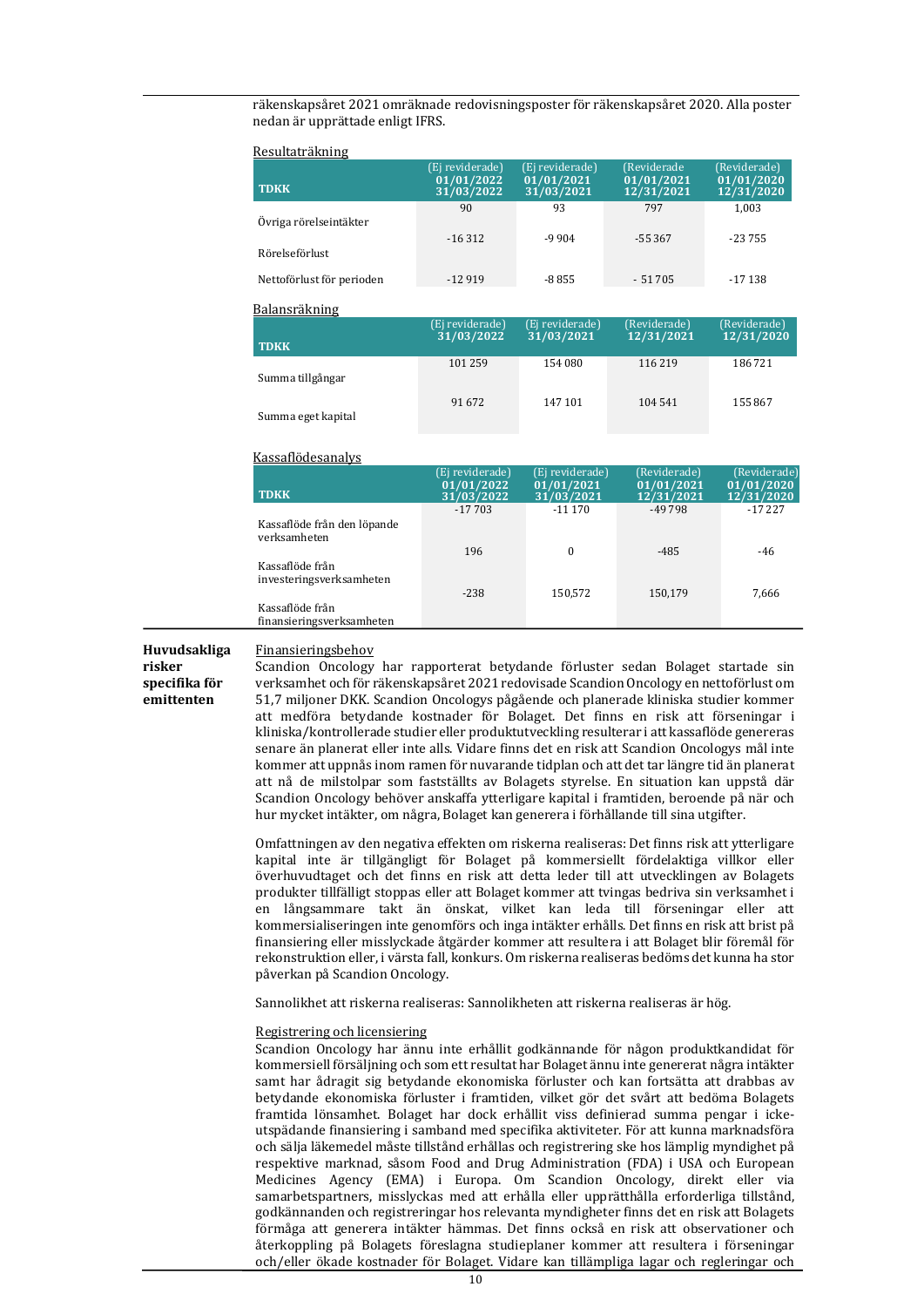räkenskapsåret 2021 omräknade redovisningsposter för räkenskapsåret 2020. Alla poster nedan är upprättade enligt IFRS.

Resultaträkning

| TDKK | (Ej reviderade) 01/01/2022 31/03/2022 | (Ej reviderade) 01/01/2021 31/03/2021 | (Reviderade) 01/01/2021 12/31/2021 | (Reviderade) 01/01/2020 12/31/2020 |
|---|---|---|---|---|
| Övriga rörelseintäkter | 90 | 93 | 797 | 1,003 |
| Rörelseförlust | -16 312 | -9 904 | -55 367 | -23 755 |
| Nettoförlust för perioden | -12 919 | -8 855 | - 51 705 | -17 138 |

Balansräkning

| TDKK | (Ej reviderade) 31/03/2022 | (Ej reviderade) 31/03/2021 | (Reviderade) 12/31/2021 | (Reviderade) 12/31/2020 |
|---|---|---|---|---|
| Summa tillgångar | 101 259 | 154 080 | 116 219 | 186 721 |
| Summa eget kapital | 91 672 | 147 101 | 104 541 | 155 867 |

Kassaflödesanalys

| TDKK | (Ej reviderade) 01/01/2022 31/03/2022 | (Ej reviderade) 01/01/2021 31/03/2021 | (Reviderade) 01/01/2021 12/31/2021 | (Reviderade) 01/01/2020 12/31/2020 |
|---|---|---|---|---|
| Kassaflöde från den löpande verksamheten | -17 703 | -11 170 | -49 798 | -17 227 |
| Kassaflöde från investeringsverksamheten | 196 | 0 | -485 | -46 |
| Kassaflöde från finansieringsverksamheten | -238 | 150,572 | 150,179 | 7,666 |

**Huvudsakliga risker specifika för emittenten**

Finansieringsbehov

Scandion Oncology har rapporterat betydande förluster sedan Bolaget startade sin verksamhet och för räkenskapsåret 2021 redovisade Scandion Oncology en nettoförlust om 51,7 miljoner DKK. Scandion Oncologys pågående och planerade kliniska studier kommer att medföra betydande kostnader för Bolaget. Det finns en risk att förseningar i kliniska/kontrollerade studier eller produktutveckling resulterar i att kassaflöde genereras senare än planerat eller inte alls. Vidare finns det en risk att Scandion Oncologys mål inte kommer att uppnås inom ramen för nuvarande tidplan och att det tar längre tid än planerat att nå de milstolpar som fastställts av Bolagets styrelse. En situation kan uppstå där Scandion Oncology behöver anskaffa ytterligare kapital i framtiden, beroende på när och hur mycket intäkter, om några, Bolaget kan generera i förhållande till sina utgifter.

Omfattningen av den negativa effekten om riskerna realiseras: Det finns risk att ytterligare kapital inte är tillgängligt för Bolaget på kommersiellt fördelaktiga villkor eller överhuvudtaget och det finns en risk att detta leder till att utvecklingen av Bolagets produkter tillfälligt stoppas eller att Bolaget kommer att tvingas bedriva sin verksamhet i en långsammare takt än önskat, vilket kan leda till förseningar eller att kommersialiseringen inte genomförs och inga intäkter erhålls. Det finns en risk att brist på finansiering eller misslyckade åtgärder kommer att resultera i att Bolaget blir föremål för rekonstruktion eller, i värsta fall, konkurs. Om riskerna realiseras bedöms det kunna ha stor påverkan på Scandion Oncology.

Sannolikhet att riskerna realiseras: Sannolikheten att riskerna realiseras är hög.

Registrering och licensiering

Scandion Oncology har ännu inte erhållit godkännande för någon produktkandidat för kommersiell försäljning och som ett resultat har Bolaget ännu inte genererat några intäkter samt har ådragit sig betydande ekonomiska förluster och kan fortsätta att drabbas av betydande ekonomiska förluster i framtiden, vilket gör det svårt att bedöma Bolagets framtida lönsamhet. Bolaget har dock erhållit viss definierad summa pengar i icke-utspädande finansiering i samband med specifika aktiviteter. För att kunna marknadsföra och sälja läkemedel måste tillstånd erhållas och registrering ske hos lämplig myndighet på respektive marknad, såsom Food and Drug Administration (FDA) i USA och European Medicines Agency (EMA) i Europa. Om Scandion Oncology, direkt eller via samarbetspartners, misslyckas med att erhålla eller upprätthålla erforderliga tillstånd, godkännanden och registreringar hos relevanta myndigheter finns det en risk att Bolagets förmåga att generera intäkter hämmas. Det finns också en risk att observationer och återkoppling på Bolagets föreslagna studieplaner kommer att resultera i förseningar och/eller ökade kostnader för Bolaget. Vidare kan tillämpliga lagar och regleringar och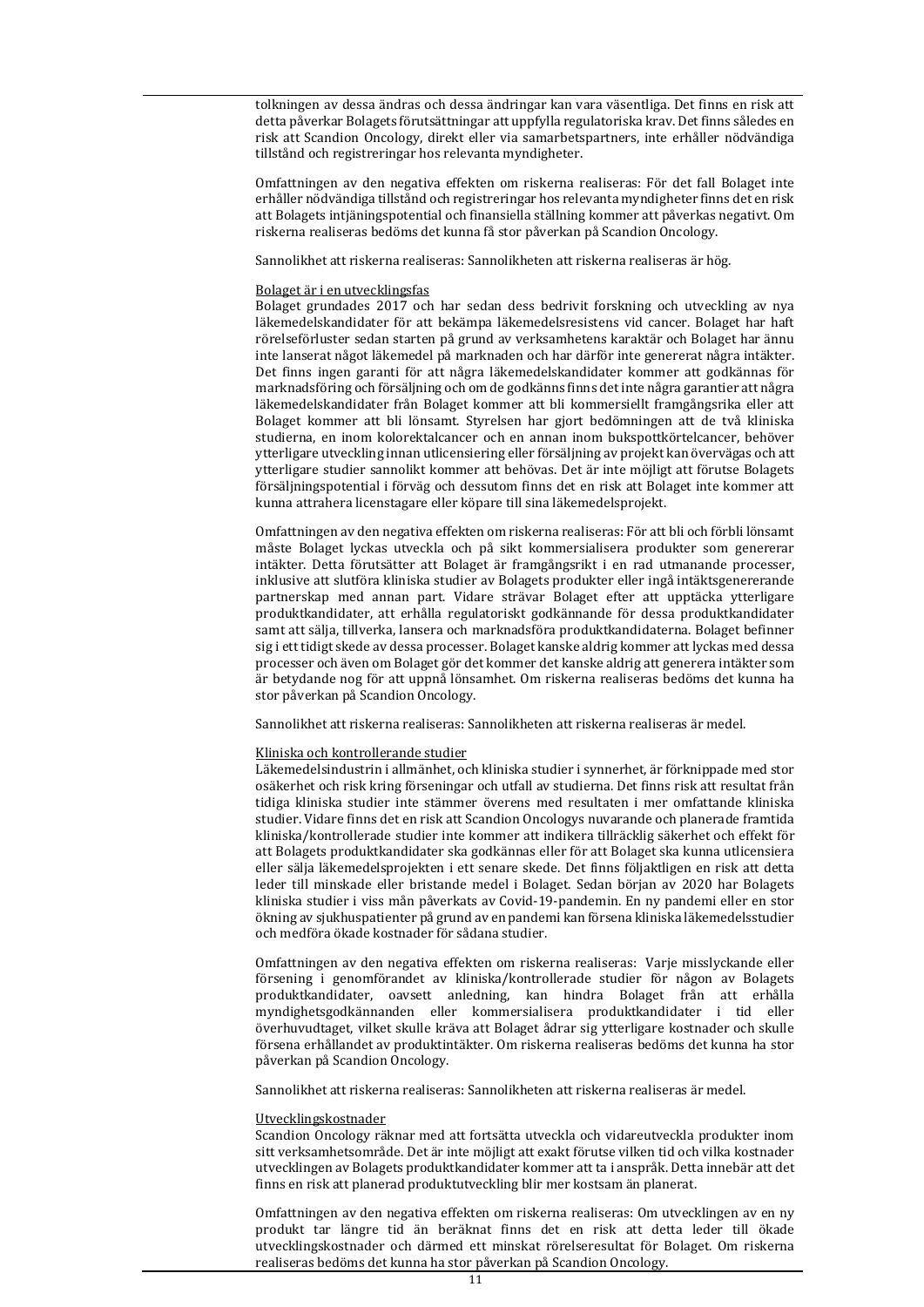tolkningen av dessa ändras och dessa ändringar kan vara väsentliga. Det finns en risk att detta påverkar Bolagets förutsättningar att uppfylla regulatoriska krav. Det finns således en risk att Scandion Oncology, direkt eller via samarbetspartners, inte erhåller nödvändiga tillstånd och registreringar hos relevanta myndigheter.

Omfattningen av den negativa effekten om riskerna realiseras: För det fall Bolaget inte erhåller nödvändiga tillstånd och registreringar hos relevanta myndigheter finns det en risk att Bolagets intjäningspotential och finansiella ställning kommer att påverkas negativt. Om riskerna realiseras bedöms det kunna få stor påverkan på Scandion Oncology.

Sannolikhet att riskerna realiseras: Sannolikheten att riskerna realiseras är hög.

<u>Bolaget är i en utvecklingsfas</u>

Bolaget grundades 2017 och har sedan dess bedrivit forskning och utveckling av nya läkemedelskandidater för att bekämpa läkemedelsresistens vid cancer. Bolaget har haft rörelseförluster sedan starten på grund av verksamhetens karaktär och Bolaget har ännu inte lanserat något läkemedel på marknaden och har därför inte genererat några intäkter. Det finns ingen garanti för att några läkemedelskandidater kommer att godkännas för marknadsföring och försäljning och om de godkänns finns det inte några garantier att några läkemedelskandidater från Bolaget kommer att bli kommersiellt framgångsrika eller att Bolaget kommer att bli lönsamt. Styrelsen har gjort bedömningen att de två kliniska studierna, en inom kolorektalcancer och en annan inom bukspottkörtelcancer, behöver ytterligare utveckling innan utlicensiering eller försäljning av projekt kan övervägas och att ytterligare studier sannolikt kommer att behövas. Det är inte möjligt att förutse Bolagets försäljningspotential i förväg och dessutom finns det en risk att Bolaget inte kommer att kunna attrahera licenstagare eller köpare till sina läkemedelsprojekt.

Omfattningen av den negativa effekten om riskerna realiseras: För att bli och förbli lönsamt måste Bolaget lyckas utveckla och på sikt kommersialisera produkter som genererar intäkter. Detta förutsätter att Bolaget är framgångsrikt i en rad utmanande processer, inklusive att slutföra kliniska studier av Bolagets produkter eller ingå intäktsgenererande partnerskap med annan part. Vidare strävar Bolaget efter att upptäcka ytterligare produktkandidater, att erhålla regulatoriskt godkännande för dessa produktkandidater samt att sälja, tillverka, lansera och marknadsföra produktkandidaterna. Bolaget befinner sig i ett tidigt skede av dessa processer. Bolaget kanske aldrig kommer att lyckas med dessa processer och även om Bolaget gör det kommer det kanske aldrig att generera intäkter som är betydande nog för att uppnå lönsamhet. Om riskerna realiseras bedöms det kunna ha stor påverkan på Scandion Oncology.

Sannolikhet att riskerna realiseras: Sannolikheten att riskerna realiseras är medel.

<u>Kliniska och kontrollerande studier</u>

Läkemedelsindustrin i allmänhet, och kliniska studier i synnerhet, är förknippade med stor osäkerhet och risk kring förseningar och utfall av studierna. Det finns risk att resultat från tidiga kliniska studier inte stämmer överens med resultaten i mer omfattande kliniska studier. Vidare finns det en risk att Scandion Oncologys nuvarande och planerade framtida kliniska/kontrollerade studier inte kommer att indikera tillräcklig säkerhet och effekt för att Bolagets produktkandidater ska godkännas eller för att Bolaget ska kunna utlicensiera eller sälja läkemedelsprojekten i ett senare skede. Det finns följaktligen en risk att detta leder till minskade eller bristande medel i Bolaget. Sedan början av 2020 har Bolagets kliniska studier i viss mån påverkats av Covid-19-pandemin. En ny pandemi eller en stor ökning av sjukhuspatienter på grund av en pandemi kan försena kliniska läkemedelsstudier och medföra ökade kostnader för sådana studier.

Omfattningen av den negativa effekten om riskerna realiseras: Varje misslyckande eller försening i genomförandet av kliniska/kontrollerade studier för någon av Bolagets produktkandidater, oavsett anledning, kan hindra Bolaget från att erhålla myndighetsgodkännanden eller kommersialisera produktkandidater i tid eller överhuvudtaget, vilket skulle kräva att Bolaget ådrar sig ytterligare kostnader och skulle försena erhållandet av produktintäkter. Om riskerna realiseras bedöms det kunna ha stor påverkan på Scandion Oncology.

Sannolikhet att riskerna realiseras: Sannolikheten att riskerna realiseras är medel.

<u>Utvecklingskostnader</u>

Scandion Oncology räknar med att fortsätta utveckla och vidareutveckla produkter inom sitt verksamhetsområde. Det är inte möjligt att exakt förutse vilken tid och vilka kostnader utvecklingen av Bolagets produktkandidater kommer att ta i anspråk. Detta innebär att det finns en risk att planerad produktutveckling blir mer kostsam än planerat.

Omfattningen av den negativa effekten om riskerna realiseras: Om utvecklingen av en ny produkt tar längre tid än beräknat finns det en risk att detta leder till ökade utvecklingskostnader och därmed ett minskat rörelseresultat för Bolaget. Om riskerna realiseras bedöms det kunna ha stor påverkan på Scandion Oncology.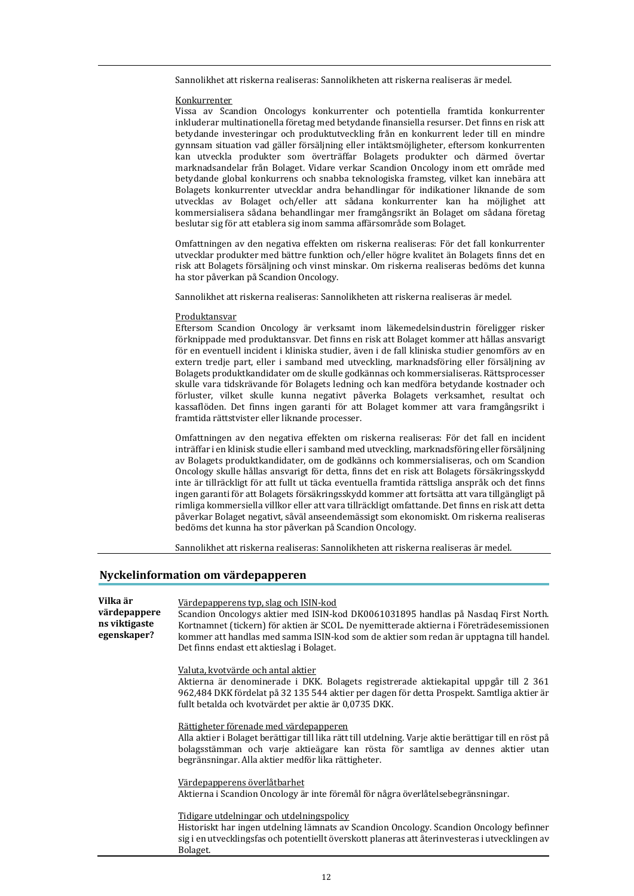Sannolikhet att riskerna realiseras: Sannolikheten att riskerna realiseras är medel.

Konkurrenter

Vissa av Scandion Oncologys konkurrenter och potentiella framtida konkurrenter inkluderar multinationella företag med betydande finansiella resurser. Det finns en risk att betydande investeringar och produktutveckling från en konkurrent leder till en mindre gynnsam situation vad gäller försäljning eller intäktsmöjligheter, eftersom konkurrenten kan utveckla produkter som överträffar Bolagets produkter och därmed övertar marknadsandelar från Bolaget. Vidare verkar Scandion Oncology inom ett område med betydande global konkurrens och snabba teknologiska framsteg, vilket kan innebära att Bolagets konkurrenter utvecklar andra behandlingar för indikationer liknande de som utvecklas av Bolaget och/eller att sådana konkurrenter kan ha möjlighet att kommersialisera sådana behandlingar mer framgångsrikt än Bolaget om sådana företag beslutar sig för att etablera sig inom samma affärsområde som Bolaget.

Omfattningen av den negativa effekten om riskerna realiseras: För det fall konkurrenter utvecklar produkter med bättre funktion och/eller högre kvalitet än Bolagets finns det en risk att Bolagets försäljning och vinst minskar. Om riskerna realiseras bedöms det kunna ha stor påverkan på Scandion Oncology.

Sannolikhet att riskerna realiseras: Sannolikheten att riskerna realiseras är medel.

Produktansvar

Eftersom Scandion Oncology är verksamt inom läkemedelsindustrin föreligger risker förknippade med produktansvar. Det finns en risk att Bolaget kommer att hållas ansvarigt för en eventuell incident i kliniska studier, även i de fall kliniska studier genomförs av en extern tredje part, eller i samband med utveckling, marknadsföring eller försäljning av Bolagets produktkandidater om de skulle godkännas och kommersialiseras. Rättsprocesser skulle vara tidskrävande för Bolagets ledning och kan medföra betydande kostnader och förluster, vilket skulle kunna negativt påverka Bolagets verksamhet, resultat och kassaflöden. Det finns ingen garanti för att Bolaget kommer att vara framgångsrikt i framtida rättstvister eller liknande processer.

Omfattningen av den negativa effekten om riskerna realiseras: För det fall en incident inträffar i en klinisk studie eller i samband med utveckling, marknadsföring eller försäljning av Bolagets produktkandidater, om de godkänns och kommersialiseras, och om Scandion Oncology skulle hållas ansvarigt för detta, finns det en risk att Bolagets försäkringsskydd inte är tillräckligt för att fullt ut täcka eventuella framtida rättsliga anspråk och det finns ingen garanti för att Bolagets försäkringsskydd kommer att fortsätta att vara tillgängligt på rimliga kommersiella villkor eller att vara tillräckligt omfattande. Det finns en risk att detta påverkar Bolaget negativt, såväl anseendemässigt som ekonomiskt. Om riskerna realiseras bedöms det kunna ha stor påverkan på Scandion Oncology.

Sannolikhet att riskerna realiseras: Sannolikheten att riskerna realiseras är medel.

## Nyckelinformation om värdepapperen

**Vilka är värdepapperens viktigaste egenskaper?**

Värdepapperens typ, slag och ISIN-kod

Scandion Oncologys aktier med ISIN-kod DK0061031895 handlas på Nasdaq First North. Kortnamnet (tickern) för aktien är SCOL. De nyemitterade aktierna i Företrädesemissionen kommer att handlas med samma ISIN-kod som de aktier som redan är upptagna till handel. Det finns endast ett aktieslag i Bolaget.

Valuta, kvotvärde och antal aktier

Aktierna är denominerade i DKK. Bolagets registrerade aktiekapital uppgår till 2 361 962,484 DKK fördelat på 32 135 544 aktier per dagen för detta Prospekt. Samtliga aktier är fullt betalda och kvotvärdet per aktie är 0,0735 DKK.

Rättigheter förenade med värdepapperen

Alla aktier i Bolaget berättigar till lika rätt till utdelning. Varje aktie berättigar till en röst på bolagsstämman och varje aktieägare kan rösta för samtliga av dennes aktier utan begränsningar. Alla aktier medför lika rättigheter.

Värdepapperens överlåtbarhet

Aktierna i Scandion Oncology är inte föremål för några överlåtelsebegränsningar.

Tidigare utdelningar och utdelningspolicy

Historiskt har ingen utdelning lämnats av Scandion Oncology. Scandion Oncology befinner sig i en utvecklingsfas och potentiellt överskott planeras att återinvesteras i utvecklingen av Bolaget.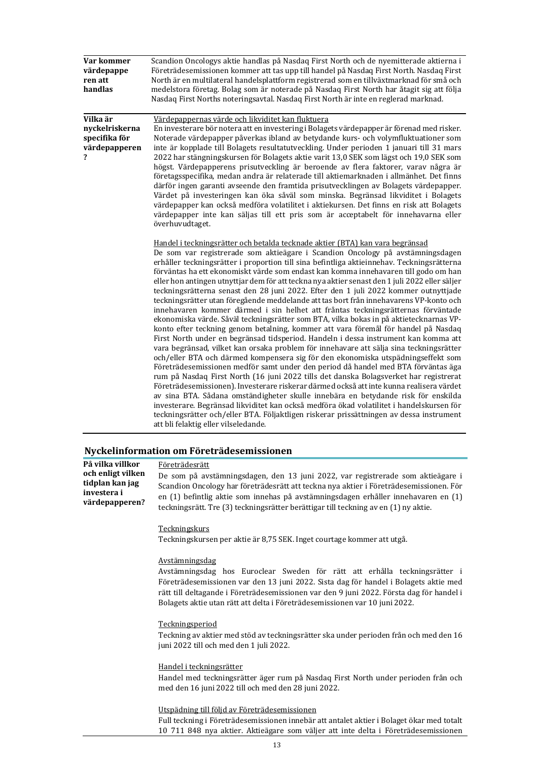| | |
|---|---|
| **Var kommer värdepapperen att handlas** | Scandion Oncologys aktie handlas på Nasdaq First North och de nyemitterade aktierna i Företrädesemissionen kommer att tas upp till handel på Nasdaq First North. Nasdaq First North är en multilateral handelsplattform registrerad som en tillväxtmarknad för små och medelstora företag. Bolag som är noterade på Nasdaq First North har åtagit sig att följa Nasdaq First Norths noteringsavtal. Nasdaq First North är inte en reglerad marknad. |
| **Vilka är nyckelriskerna specifika för värdepapperen?** | <u>Värdepappernas värde och likviditet kan fluktuera</u><br>En investerare bör notera att en investering i Bolagets värdepapper är förenad med risker. Noterade värdepapper påverkas ibland av betydande kurs- och volymfluktuationer som inte är kopplade till Bolagets resultatutveckling. Under perioden 1 januari till 31 mars 2022 har stängningskursen för Bolagets aktie varit 13,0 SEK som lägst och 19,0 SEK som högst. Värdepapperens prisutveckling är beroende av flera faktorer, varav några är företagsspecifika, medan andra är relaterade till aktiemarknaden i allmänhet. Det finns därför ingen garanti avseende den framtida prisutvecklingen av Bolagets värdepapper. Värdet på investeringen kan öka såväl som minska. Begränsad likviditet i Bolagets värdepapper kan också medföra volatilitet i aktiekursen. Det finns en risk att Bolagets värdepapper inte kan säljas till ett pris som är acceptabelt för innehavarna eller överhuvudtaget.<br><br><u>Handel i teckningsrätter och betalda tecknade aktier (BTA) kan vara begränsad</u><br>De som var registrerade som aktieägare i Scandion Oncology på avstämningsdagen erhåller teckningsrätter i proportion till sina befintliga aktieinnehav. Teckningsrätterna förväntas ha ett ekonomiskt värde som endast kan komma innehavaren till godo om han eller hon antingen utnyttjar dem för att teckna nya aktier senast den 1 juli 2022 eller säljer teckningsrätterna senast den 28 juni 2022. Efter den 1 juli 2022 kommer outnyttjade teckningsrätter utan föregående meddelande att tas bort från innehavarens VP-konto och innehavaren kommer därmed i sin helhet att fråntas teckningsrätternas förväntade ekonomiska värde. Såväl teckningsrätter som BTA, vilka bokas in på aktietecknarnas VP-konto efter teckning genom betalning, kommer att vara föremål för handel på Nasdaq First North under en begränsad tidsperiod. Handeln i dessa instrument kan komma att vara begränsad, vilket kan orsaka problem för innehavare att sälja sina teckningsrätter och/eller BTA och därmed kompensera sig för den ekonomiska utspädningseffekt som Företrädesemissionen medför samt under den period då handel med BTA förväntas äga rum på Nasdaq First North (16 juni 2022 tills det danska Bolagsverket har registrerat Företrädesemissionen). Investerare riskerar därmed också att inte kunna realisera värdet av sina BTA. Sådana omständigheter skulle innebära en betydande risk för enskilda investerare. Begränsad likviditet kan också medföra ökad volatilitet i handelskursen för teckningsrätter och/eller BTA. Följaktligen riskerar prissättningen av dessa instrument att bli felaktig eller vilseledande. |

## Nyckelinformation om Företrädesemissionen

| | |
|---|---|
| **På vilka villkor och enligt vilken tidplan kan jag investera i värdepapperen?** | <u>Företrädesrätt</u><br>De som på avstämningsdagen, den 13 juni 2022, var registrerade som aktieägare i Scandion Oncology har företrädesrätt att teckna nya aktier i Företrädesemissionen. För en (1) befintlig aktie som innehas på avstämningsdagen erhåller innehavaren en (1) teckningsrätt. Tre (3) teckningsrätter berättigar till teckning av en (1) ny aktie.<br><br><u>Teckningskurs</u><br>Teckningskursen per aktie är 8,75 SEK. Inget courtage kommer att utgå.<br><br><u>Avstämningsdag</u><br>Avstämningsdag hos Euroclear Sweden för rätt att erhålla teckningsrätter i Företrädesemissionen var den 13 juni 2022. Sista dag för handel i Bolagets aktie med rätt till deltagande i Företrädesemissionen var den 9 juni 2022. Första dag för handel i Bolagets aktie utan rätt att delta i Företrädesemissionen var 10 juni 2022.<br><br><u>Teckningsperiod</u><br>Teckning av aktier med stöd av teckningsrätter ska under perioden från och med den 16 juni 2022 till och med den 1 juli 2022.<br><br><u>Handel i teckningsrätter</u><br>Handel med teckningsrätter äger rum på Nasdaq First North under perioden från och med den 16 juni 2022 till och med den 28 juni 2022.<br><br><u>Utspädning till följd av Företrädesemissionen</u><br>Full teckning i Företrädesemissionen innebär att antalet aktier i Bolaget ökar med totalt 10 711 848 nya aktier. Aktieägare som väljer att inte delta i Företrädesemissionen |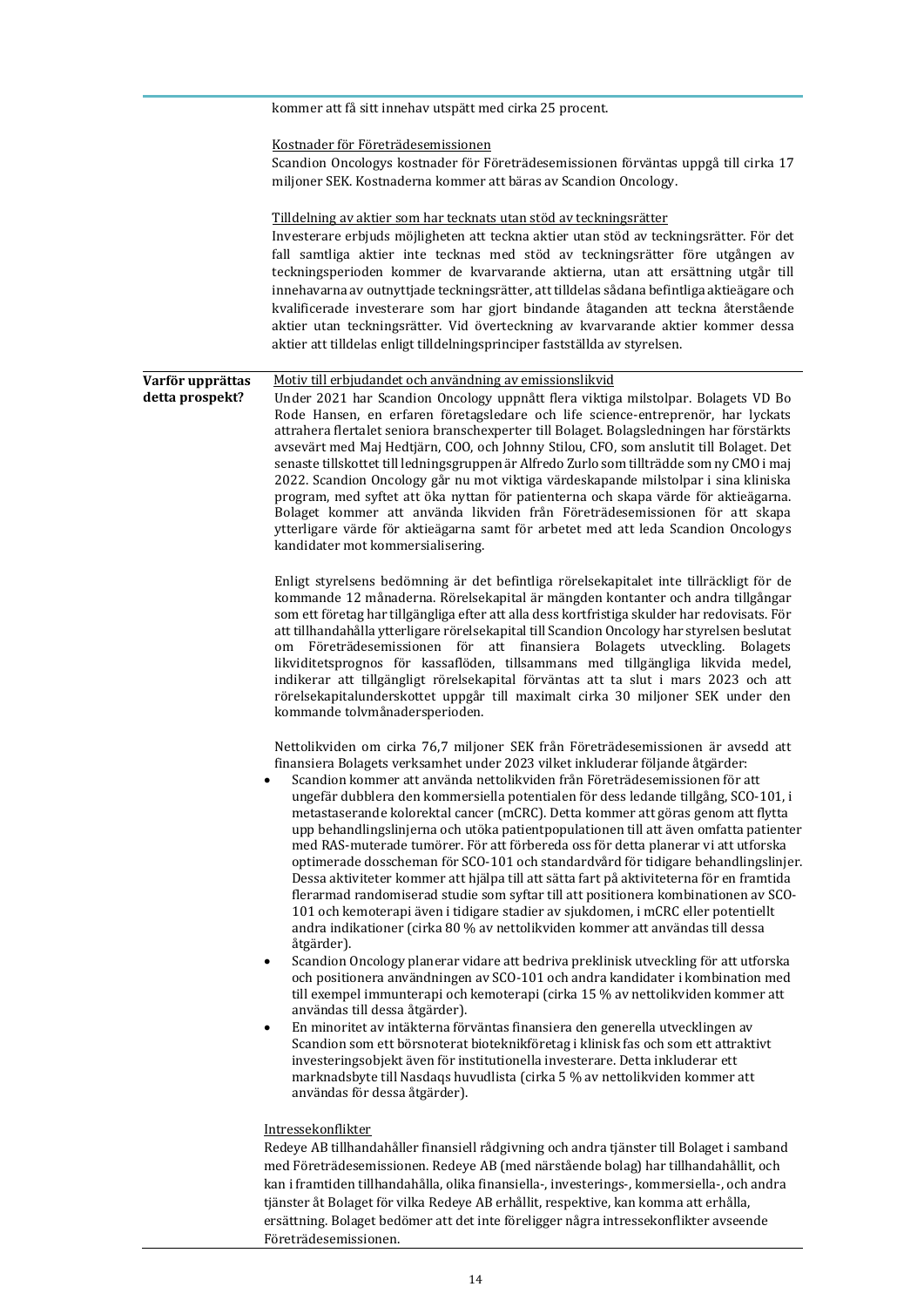kommer att få sitt innehav utspätt med cirka 25 procent.

Kostnader för Företrädesemissionen
Scandion Oncologys kostnader för Företrädesemissionen förväntas uppgå till cirka 17 miljoner SEK. Kostnaderna kommer att bäras av Scandion Oncology.

Tilldelning av aktier som har tecknats utan stöd av teckningsrätter
Investerare erbjuds möjligheten att teckna aktier utan stöd av teckningsrätter. För det fall samtliga aktier inte tecknas med stöd av teckningsrätter före utgången av teckningsperioden kommer de kvarvarande aktierna, utan att ersättning utgår till innehavarna av outnyttjade teckningsrätter, att tilldelas sådana befintliga aktieägare och kvalificerade investerare som har gjort bindande åtaganden att teckna återstående aktier utan teckningsrätter. Vid överteckning av kvarvarande aktier kommer dessa aktier att tilldelas enligt tilldelningsprinciper fastställda av styrelsen.

**Varför upprättas detta prospekt?**

Motiv till erbjudandet och användning av emissionslikvid
Under 2021 har Scandion Oncology uppnått flera viktiga milstolpar. Bolagets VD Bo Rode Hansen, en erfaren företagsledare och life science-entreprenör, har lyckats attrahera flertalet seniora branschexperter till Bolaget. Bolagsledningen har förstärkts avsevärt med Maj Hedtjärn, COO, och Johnny Stilou, CFO, som anslutit till Bolaget. Det senaste tillskottet till ledningsgruppen är Alfredo Zurlo som tillträdde som ny CMO i maj 2022. Scandion Oncology går nu mot viktiga värdeskapande milstolpar i sina kliniska program, med syftet att öka nyttan för patienterna och skapa värde för aktieägarna. Bolaget kommer att använda likviden från Företrädesemissionen för att skapa ytterligare värde för aktieägarna samt för arbetet med att leda Scandion Oncologys kandidater mot kommersialisering.

Enligt styrelsens bedömning är det befintliga rörelsekapitalet inte tillräckligt för de kommande 12 månaderna. Rörelsekapital är mängden kontanter och andra tillgångar som ett företag har tillgängliga efter att alla dess kortfristiga skulder har redovisats. För att tillhandahålla ytterligare rörelsekapital till Scandion Oncology har styrelsen beslutat om Företrädesemissionen för att finansiera Bolagets utveckling. Bolagets likviditetsprognos för kassaflöden, tillsammans med tillgängliga likvida medel, indikerar att tillgängligt rörelsekapital förväntas att ta slut i mars 2023 och att rörelsekapitalunderskottet uppgår till maximalt cirka 30 miljoner SEK under den kommande tolvmånadersperioden.

Nettolikviden om cirka 76,7 miljoner SEK från Företrädesemissionen är avsedd att finansiera Bolagets verksamhet under 2023 vilket inkluderar följande åtgärder:

- Scandion kommer att använda nettolikviden från Företrädesemissionen för att ungefär dubblera den kommersiella potentialen för dess ledande tillgång, SCO-101, i metastaserande kolorektal cancer (mCRC). Detta kommer att göras genom att flytta upp behandlingslinjerna och utöka patientpopulationen till att även omfatta patienter med RAS-muterade tumörer. För att förbereda oss för detta planerar vi att utforska optimerade dosscheman för SCO-101 och standardvård för tidigare behandlingslinjer. Dessa aktiviteter kommer att hjälpa till att sätta fart på aktiviteterna för en framtida flerarmad randomiserad studie som syftar till att positionera kombinationen av SCO-101 och kemoterapi även i tidigare stadier av sjukdomen, i mCRC eller potentiellt andra indikationer (cirka 80 % av nettolikviden kommer att användas till dessa åtgärder).
- Scandion Oncology planerar vidare att bedriva preklinisk utveckling för att utforska och positionera användningen av SCO-101 och andra kandidater i kombination med till exempel immunterapi och kemoterapi (cirka 15 % av nettolikviden kommer att användas till dessa åtgärder).
- En minoritet av intäkterna förväntas finansiera den generella utvecklingen av Scandion som ett börsnoterat bioteknikföretag i klinisk fas och som ett attraktivt investeringsobjekt även för institutionella investerare. Detta inkluderar ett marknadsbyte till Nasdaqs huvudlista (cirka 5 % av nettolikviden kommer att användas för dessa åtgärder).

Intressekonflikter
Redeye AB tillhandahåller finansiell rådgivning och andra tjänster till Bolaget i samband med Företrädesemissionen. Redeye AB (med närstående bolag) har tillhandahållit, och kan i framtiden tillhandahålla, olika finansiella-, investerings-, kommersiella-, och andra tjänster åt Bolaget för vilka Redeye AB erhållit, respektive, kan komma att erhålla, ersättning. Bolaget bedömer att det inte föreligger några intressekonflikter avseende Företrädesemissionen.